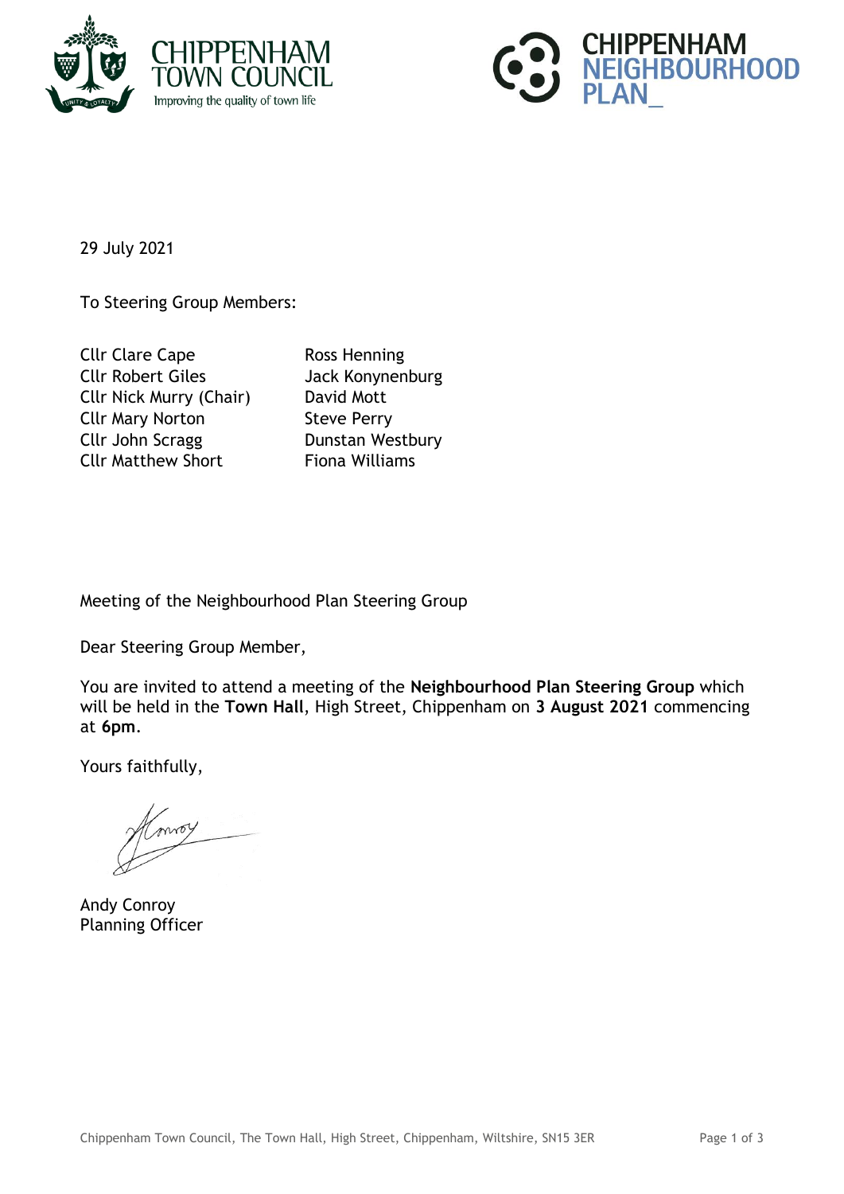CHIPPENHAM TOWN COUNCIL
Improving the quality of town life

CHIPPENHAM NEIGHBOURHOOD PLAN_

29 July 2021

To Steering Group Members:

Cllr Clare Cape
Cllr Robert Giles
Cllr Nick Murry (Chair)
Cllr Mary Norton
Cllr John Scragg
Cllr Matthew Short

Ross Henning
Jack Konynenburg
David Mott
Steve Perry
Dunstan Westbury
Fiona Williams

Meeting of the Neighbourhood Plan Steering Group

Dear Steering Group Member,

You are invited to attend a meeting of the **Neighbourhood Plan Steering Group** which will be held in the **Town Hall**, High Street, Chippenham on **3 August 2021** commencing at **6pm**.

Yours faithfully,

Andy Conroy
Planning Officer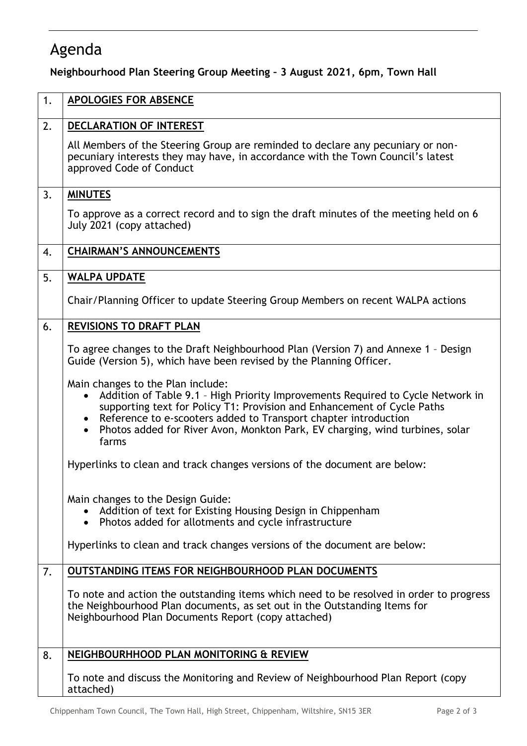# Agenda

**Neighbourhood Plan Steering Group Meeting – 3 August 2021, 6pm, Town Hall**

| | |
|---|---|
| 1. | **APOLOGIES FOR ABSENCE** |
| 2. | **DECLARATION OF INTEREST**<br><br>All Members of the Steering Group are reminded to declare any pecuniary or non-pecuniary interests they may have, in accordance with the Town Council's latest approved Code of Conduct |
| 3. | **MINUTES**<br><br>To approve as a correct record and to sign the draft minutes of the meeting held on 6 July 2021 (copy attached) |
| 4. | **CHAIRMAN'S ANNOUNCEMENTS** |
| 5. | **WALPA UPDATE**<br><br>Chair/Planning Officer to update Steering Group Members on recent WALPA actions |
| 6. | **REVISIONS TO DRAFT PLAN**<br><br>To agree changes to the Draft Neighbourhood Plan (Version 7) and Annexe 1 – Design Guide (Version 5), which have been revised by the Planning Officer.<br><br>Main changes to the Plan include:<br>• Addition of Table 9.1 – High Priority Improvements Required to Cycle Network in supporting text for Policy T1: Provision and Enhancement of Cycle Paths<br>• Reference to e-scooters added to Transport chapter introduction<br>• Photos added for River Avon, Monkton Park, EV charging, wind turbines, solar farms<br><br>Hyperlinks to clean and track changes versions of the document are below:<br><br>Main changes to the Design Guide:<br>• Addition of text for Existing Housing Design in Chippenham<br>• Photos added for allotments and cycle infrastructure<br><br>Hyperlinks to clean and track changes versions of the document are below: |
| 7. | **OUTSTANDING ITEMS FOR NEIGHBOURHOOD PLAN DOCUMENTS**<br><br>To note and action the outstanding items which need to be resolved in order to progress the Neighbourhood Plan documents, as set out in the Outstanding Items for Neighbourhood Plan Documents Report (copy attached) |
| 8. | **NEIGHBOURHHOOD PLAN MONITORING & REVIEW**<br><br>To note and discuss the Monitoring and Review of Neighbourhood Plan Report (copy attached) |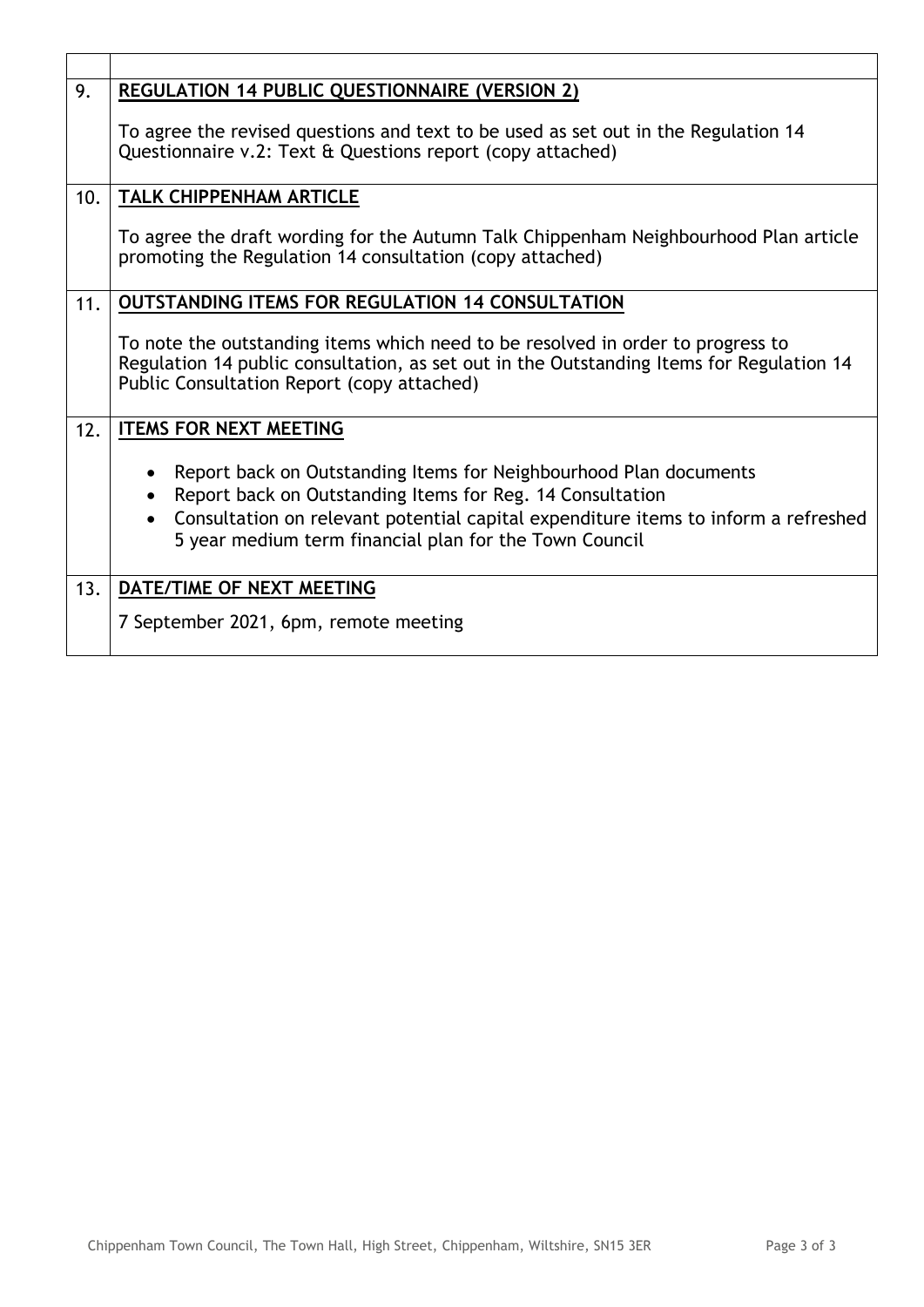| | |
|---|---|
| | |
| 9. | **REGULATION 14 PUBLIC QUESTIONNAIRE (VERSION 2)**<br><br>To agree the revised questions and text to be used as set out in the Regulation 14 Questionnaire v.2: Text & Questions report (copy attached) |
| 10. | **TALK CHIPPENHAM ARTICLE**<br><br>To agree the draft wording for the Autumn Talk Chippenham Neighbourhood Plan article promoting the Regulation 14 consultation (copy attached) |
| 11. | **OUTSTANDING ITEMS FOR REGULATION 14 CONSULTATION**<br><br>To note the outstanding items which need to be resolved in order to progress to Regulation 14 public consultation, as set out in the Outstanding Items for Regulation 14 Public Consultation Report (copy attached) |
| 12. | **ITEMS FOR NEXT MEETING**<br><br>• Report back on Outstanding Items for Neighbourhood Plan documents<br>• Report back on Outstanding Items for Reg. 14 Consultation<br>• Consultation on relevant potential capital expenditure items to inform a refreshed 5 year medium term financial plan for the Town Council |
| 13. | **DATE/TIME OF NEXT MEETING**<br><br>7 September 2021, 6pm, remote meeting |

Chippenham Town Council, The Town Hall, High Street, Chippenham, Wiltshire, SN15 3ER